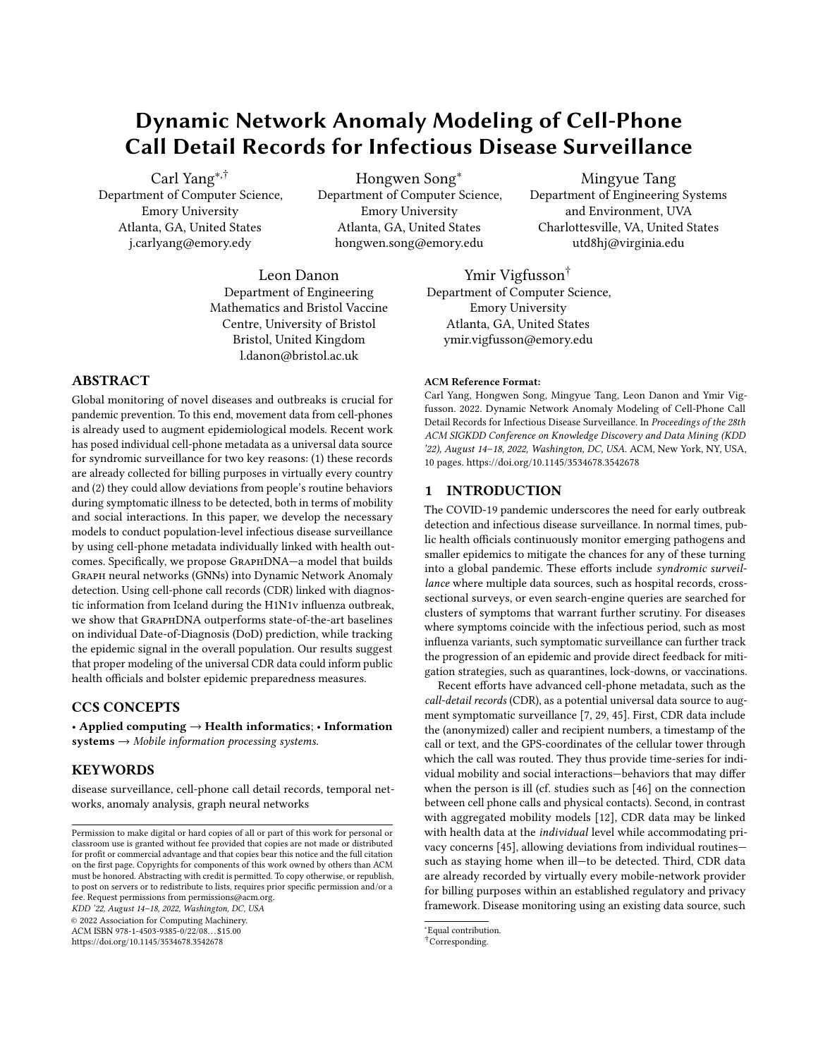# Dynamic Network Anomaly Modeling of Cell-Phone Call Detail Records for Infectious Disease Surveillance

Carl Yang[*,†]
Department of Computer Science, Emory University
Atlanta, GA, United States
j.carlyang@emory.edy

Hongwen Song[*]
Department of Computer Science, Emory University
Atlanta, GA, United States
hongwen.song@emory.edu

Mingyue Tang
Department of Engineering Systems and Environment, UVA
Charlottesville, VA, United States
utd8hj@virginia.edu

Leon Danon
Department of Engineering Mathematics and Bristol Vaccine Centre, University of Bristol
Bristol, United Kingdom
l.danon@bristol.ac.uk

Ymir Vigfusson[†]
Department of Computer Science, Emory University
Atlanta, GA, United States
ymir.vigfusson@emory.edu

## ABSTRACT

Global monitoring of novel diseases and outbreaks is crucial for pandemic prevention. To this end, movement data from cell-phones is already used to augment epidemiological models. Recent work has posed individual cell-phone metadata as a universal data source for syndromic surveillance for two key reasons: (1) these records are already collected for billing purposes in virtually every country and (2) they could allow deviations from people's routine behaviors during symptomatic illness to be detected, both in terms of mobility and social interactions. In this paper, we develop the necessary models to conduct population-level infectious disease surveillance by using cell-phone metadata individually linked with health outcomes. Specifically, we propose GraphDNA—a model that builds Graph neural networks (GNNs) into Dynamic Network Anomaly detection. Using cell-phone call records (CDR) linked with diagnostic information from Iceland during the H1N1v influenza outbreak, we show that GraphDNA outperforms state-of-the-art baselines on individual Date-of-Diagnosis (DoD) prediction, while tracking the epidemic signal in the overall population. Our results suggest that proper modeling of the universal CDR data could inform public health officials and bolster epidemic preparedness measures.

## CCS CONCEPTS

• **Applied computing** → **Health informatics**; • **Information systems** → *Mobile information processing systems.*

## KEYWORDS

disease surveillance, cell-phone call detail records, temporal networks, anomaly analysis, graph neural networks

Permission to make digital or hard copies of all or part of this work for personal or classroom use is granted without fee provided that copies are not made or distributed for profit or commercial advantage and that copies bear this notice and the full citation on the first page. Copyrights for components of this work owned by others than ACM must be honored. Abstracting with credit is permitted. To copy otherwise, or republish, to post on servers or to redistribute to lists, requires prior specific permission and/or a fee. Request permissions from permissions@acm.org.
*KDD '22, August 14–18, 2022, Washington, DC, USA*
© 2022 Association for Computing Machinery.
ACM ISBN 978-1-4503-9385-0/22/08…$15.00
https://doi.org/10.1145/3534678.3542678

**ACM Reference Format:**
Carl Yang, Hongwen Song, Mingyue Tang, Leon Danon and Ymir Vigfusson. 2022. Dynamic Network Anomaly Modeling of Cell-Phone Call Detail Records for Infectious Disease Surveillance. In *Proceedings of the 28th ACM SIGKDD Conference on Knowledge Discovery and Data Mining (KDD '22), August 14–18, 2022, Washington, DC, USA.* ACM, New York, NY, USA, 10 pages. https://doi.org/10.1145/3534678.3542678

## 1 INTRODUCTION

The COVID-19 pandemic underscores the need for early outbreak detection and infectious disease surveillance. In normal times, public health officials continuously monitor emerging pathogens and smaller epidemics to mitigate the chances for any of these turning into a global pandemic. These efforts include *syndromic surveillance* where multiple data sources, such as hospital records, cross-sectional surveys, or even search-engine queries are searched for clusters of symptoms that warrant further scrutiny. For diseases where symptoms coincide with the infectious period, such as most influenza variants, such symptomatic surveillance can further track the progression of an epidemic and provide direct feedback for mitigation strategies, such as quarantines, lock-downs, or vaccinations.

Recent efforts have advanced cell-phone metadata, such as the *call-detail records* (CDR), as a potential universal data source to augment symptomatic surveillance [7, 29, 45]. First, CDR data include the (anonymized) caller and recipient numbers, a timestamp of the call or text, and the GPS-coordinates of the cellular tower through which the call was routed. They thus provide time-series for individual mobility and social interactions—behaviors that may differ when the person is ill (cf. studies such as [46] on the connection between cell phone calls and physical contacts). Second, in contrast with aggregated mobility models [12], CDR data may be linked with health data at the *individual* level while accommodating privacy concerns [45], allowing deviations from individual routines—such as staying home when ill—to be detected. Third, CDR data are already recorded by virtually every mobile-network provider for billing purposes within an established regulatory and privacy framework. Disease monitoring using an existing data source, such

[*]Equal contribution.
[†]Corresponding.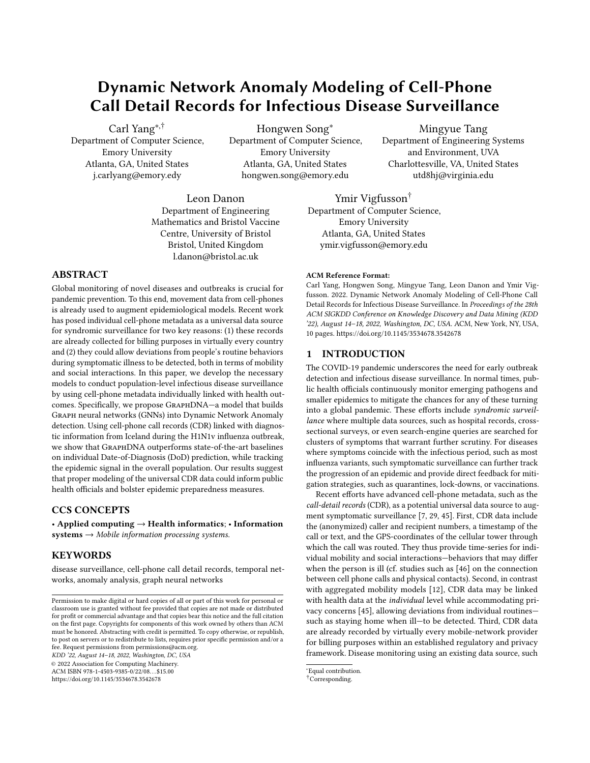# Dynamic Network Anomaly Modeling of Cell-Phone Call Detail Records for Infectious Disease Surveillance

Carl Yang[*,†]
Department of Computer Science,
Emory University
Atlanta, GA, United States
j.carlyang@emory.edy

Hongwen Song[*]
Department of Computer Science,
Emory University
Atlanta, GA, United States
hongwen.song@emory.edu

Mingyue Tang
Department of Engineering Systems
and Environment, UVA
Charlottesville, VA, United States
utd8hj@virginia.edu

Leon Danon
Department of Engineering
Mathematics and Bristol Vaccine
Centre, University of Bristol
Bristol, United Kingdom
l.danon@bristol.ac.uk

Ymir Vigfusson[†]
Department of Computer Science,
Emory University
Atlanta, GA, United States
ymir.vigfusson@emory.edu

## ABSTRACT

Global monitoring of novel diseases and outbreaks is crucial for pandemic prevention. To this end, movement data from cell-phones is already used to augment epidemiological models. Recent work has posed individual cell-phone metadata as a universal data source for syndromic surveillance for two key reasons: (1) these records are already collected for billing purposes in virtually every country and (2) they could allow deviations from people's routine behaviors during symptomatic illness to be detected, both in terms of mobility and social interactions. In this paper, we develop the necessary models to conduct population-level infectious disease surveillance by using cell-phone metadata individually linked with health outcomes. Specifically, we propose GraphDNA—a model that builds Graph neural networks (GNNs) into Dynamic Network Anomaly detection. Using cell-phone call records (CDR) linked with diagnostic information from Iceland during the H1N1v influenza outbreak, we show that GraphDNA outperforms state-of-the-art baselines on individual Date-of-Diagnosis (DoD) prediction, while tracking the epidemic signal in the overall population. Our results suggest that proper modeling of the universal CDR data could inform public health officials and bolster epidemic preparedness measures.

## CCS CONCEPTS

• **Applied computing** → **Health informatics**; • **Information systems** → *Mobile information processing systems.*

## KEYWORDS

disease surveillance, cell-phone call detail records, temporal networks, anomaly analysis, graph neural networks

Permission to make digital or hard copies of all or part of this work for personal or classroom use is granted without fee provided that copies are not made or distributed for profit or commercial advantage and that copies bear this notice and the full citation on the first page. Copyrights for components of this work owned by others than ACM must be honored. Abstracting with credit is permitted. To copy otherwise, or republish, to post on servers or to redistribute to lists, requires prior specific permission and/or a fee. Request permissions from permissions@acm.org.
*KDD '22, August 14–18, 2022, Washington, DC, USA*
© 2022 Association for Computing Machinery.
ACM ISBN 978-1-4503-9385-0/22/08…$15.00
https://doi.org/10.1145/3534678.3542678

**ACM Reference Format:**
Carl Yang, Hongwen Song, Mingyue Tang, Leon Danon and Ymir Vigfusson. 2022. Dynamic Network Anomaly Modeling of Cell-Phone Call Detail Records for Infectious Disease Surveillance. In *Proceedings of the 28th ACM SIGKDD Conference on Knowledge Discovery and Data Mining (KDD '22), August 14–18, 2022, Washington, DC, USA.* ACM, New York, NY, USA, 10 pages. https://doi.org/10.1145/3534678.3542678

## 1 INTRODUCTION

The COVID-19 pandemic underscores the need for early outbreak detection and infectious disease surveillance. In normal times, public health officials continuously monitor emerging pathogens and smaller epidemics to mitigate the chances for any of these turning into a global pandemic. These efforts include *syndromic surveillance* where multiple data sources, such as hospital records, cross-sectional surveys, or even search-engine queries are searched for clusters of symptoms that warrant further scrutiny. For diseases where symptoms coincide with the infectious period, such as most influenza variants, such symptomatic surveillance can further track the progression of an epidemic and provide direct feedback for mitigation strategies, such as quarantines, lock-downs, or vaccinations.

Recent efforts have advanced cell-phone metadata, such as the *call-detail records* (CDR), as a potential universal data source to augment symptomatic surveillance [7, 29, 45]. First, CDR data include the (anonymized) caller and recipient numbers, a timestamp of the call or text, and the GPS-coordinates of the cellular tower through which the call was routed. They thus provide time-series for individual mobility and social interactions—behaviors that may differ when the person is ill (cf. studies such as [46] on the connection between cell phone calls and physical contacts). Second, in contrast with aggregated mobility models [12], CDR data may be linked with health data at the *individual* level while accommodating privacy concerns [45], allowing deviations from individual routines—such as staying home when ill—to be detected. Third, CDR data are already recorded by virtually every mobile-network provider for billing purposes within an established regulatory and privacy framework. Disease monitoring using an existing data source, such

[*]Equal contribution.
[†]Corresponding.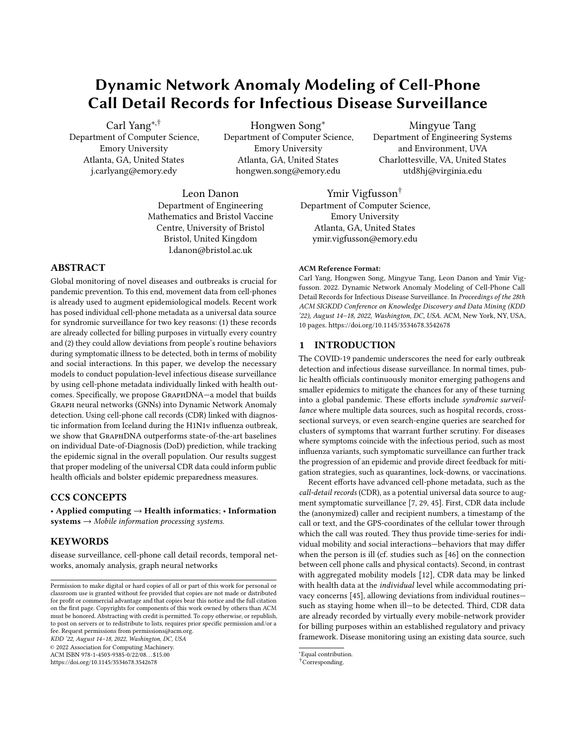# Dynamic Network Anomaly Modeling of Cell-Phone Call Detail Records for Infectious Disease Surveillance

Carl Yang*,†
Department of Computer Science,
Emory University
Atlanta, GA, United States
j.carlyang@emory.edy

Hongwen Song*
Department of Computer Science,
Emory University
Atlanta, GA, United States
hongwen.song@emory.edu

Mingyue Tang
Department of Engineering Systems
and Environment, UVA
Charlottesville, VA, United States
utd8hj@virginia.edu

Leon Danon
Department of Engineering
Mathematics and Bristol Vaccine
Centre, University of Bristol
Bristol, United Kingdom
l.danon@bristol.ac.uk

Ymir Vigfusson†
Department of Computer Science,
Emory University
Atlanta, GA, United States
ymir.vigfusson@emory.edu

## ABSTRACT

Global monitoring of novel diseases and outbreaks is crucial for pandemic prevention. To this end, movement data from cell-phones is already used to augment epidemiological models. Recent work has posed individual cell-phone metadata as a universal data source for syndromic surveillance for two key reasons: (1) these records are already collected for billing purposes in virtually every country and (2) they could allow deviations from people's routine behaviors during symptomatic illness to be detected, both in terms of mobility and social interactions. In this paper, we develop the necessary models to conduct population-level infectious disease surveillance by using cell-phone metadata individually linked with health outcomes. Specifically, we propose GraphDNA—a model that builds Graph neural networks (GNNs) into Dynamic Network Anomaly detection. Using cell-phone call records (CDR) linked with diagnostic information from Iceland during the H1N1v influenza outbreak, we show that GraphDNA outperforms state-of-the-art baselines on individual Date-of-Diagnosis (DoD) prediction, while tracking the epidemic signal in the overall population. Our results suggest that proper modeling of the universal CDR data could inform public health officials and bolster epidemic preparedness measures.

## CCS CONCEPTS

• **Applied computing** → **Health informatics**; • **Information systems** → *Mobile information processing systems.*

## KEYWORDS

disease surveillance, cell-phone call detail records, temporal networks, anomaly analysis, graph neural networks

Permission to make digital or hard copies of all or part of this work for personal or classroom use is granted without fee provided that copies are not made or distributed for profit or commercial advantage and that copies bear this notice and the full citation on the first page. Copyrights for components of this work owned by others than ACM must be honored. Abstracting with credit is permitted. To copy otherwise, or republish, to post on servers or to redistribute to lists, requires prior specific permission and/or a fee. Request permissions from permissions@acm.org.
*KDD '22, August 14–18, 2022, Washington, DC, USA*
© 2022 Association for Computing Machinery.
ACM ISBN 978-1-4503-9385-0/22/08…$15.00
https://doi.org/10.1145/3534678.3542678

**ACM Reference Format:**
Carl Yang, Hongwen Song, Mingyue Tang, Leon Danon and Ymir Vigfusson. 2022. Dynamic Network Anomaly Modeling of Cell-Phone Call Detail Records for Infectious Disease Surveillance. In *Proceedings of the 28th ACM SIGKDD Conference on Knowledge Discovery and Data Mining (KDD '22), August 14–18, 2022, Washington, DC, USA.* ACM, New York, NY, USA, 10 pages. https://doi.org/10.1145/3534678.3542678

## 1 INTRODUCTION

The COVID-19 pandemic underscores the need for early outbreak detection and infectious disease surveillance. In normal times, public health officials continuously monitor emerging pathogens and smaller epidemics to mitigate the chances for any of these turning into a global pandemic. These efforts include *syndromic surveillance* where multiple data sources, such as hospital records, cross-sectional surveys, or even search-engine queries are searched for clusters of symptoms that warrant further scrutiny. For diseases where symptoms coincide with the infectious period, such as most influenza variants, such symptomatic surveillance can further track the progression of an epidemic and provide direct feedback for mitigation strategies, such as quarantines, lock-downs, or vaccinations.

Recent efforts have advanced cell-phone metadata, such as the *call-detail records* (CDR), as a potential universal data source to augment symptomatic surveillance [7, 29, 45]. First, CDR data include the (anonymized) caller and recipient numbers, a timestamp of the call or text, and the GPS-coordinates of the cellular tower through which the call was routed. They thus provide time-series for individual mobility and social interactions—behaviors that may differ when the person is ill (cf. studies such as [46] on the connection between cell phone calls and physical contacts). Second, in contrast with aggregated mobility models [12], CDR data may be linked with health data at the *individual* level while accommodating privacy concerns [45], allowing deviations from individual routines—such as staying home when ill—to be detected. Third, CDR data are already recorded by virtually every mobile-network provider for billing purposes within an established regulatory and privacy framework. Disease monitoring using an existing data source, such

*Equal contribution.
†Corresponding.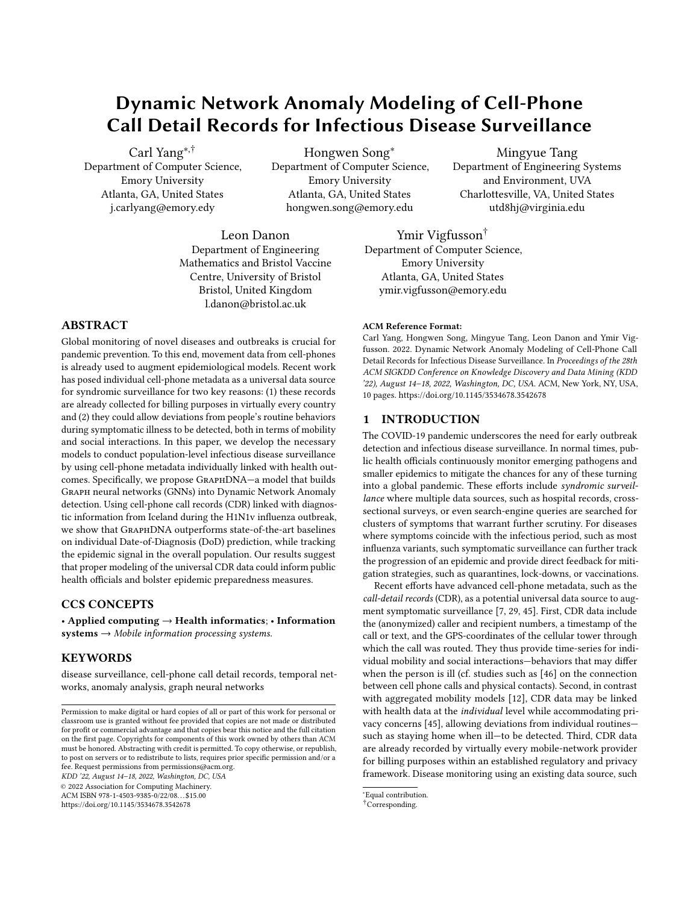# Dynamic Network Anomaly Modeling of Cell-Phone Call Detail Records for Infectious Disease Surveillance

Carl Yang[*,†]
Department of Computer Science, Emory University
Atlanta, GA, United States
j.carlyang@emory.edy

Hongwen Song[*]
Department of Computer Science, Emory University
Atlanta, GA, United States
hongwen.song@emory.edu

Mingyue Tang
Department of Engineering Systems and Environment, UVA
Charlottesville, VA, United States
utd8hj@virginia.edu

Leon Danon
Department of Engineering Mathematics and Bristol Vaccine Centre, University of Bristol
Bristol, United Kingdom
l.danon@bristol.ac.uk

Ymir Vigfusson[†]
Department of Computer Science, Emory University
Atlanta, GA, United States
ymir.vigfusson@emory.edu

## ABSTRACT

Global monitoring of novel diseases and outbreaks is crucial for pandemic prevention. To this end, movement data from cell-phones is already used to augment epidemiological models. Recent work has posed individual cell-phone metadata as a universal data source for syndromic surveillance for two key reasons: (1) these records are already collected for billing purposes in virtually every country and (2) they could allow deviations from people's routine behaviors during symptomatic illness to be detected, both in terms of mobility and social interactions. In this paper, we develop the necessary models to conduct population-level infectious disease surveillance by using cell-phone metadata individually linked with health outcomes. Specifically, we propose GraphDNA—a model that builds Graph neural networks (GNNs) into Dynamic Network Anomaly detection. Using cell-phone call records (CDR) linked with diagnostic information from Iceland during the H1N1v influenza outbreak, we show that GraphDNA outperforms state-of-the-art baselines on individual Date-of-Diagnosis (DoD) prediction, while tracking the epidemic signal in the overall population. Our results suggest that proper modeling of the universal CDR data could inform public health officials and bolster epidemic preparedness measures.

## CCS CONCEPTS

• **Applied computing → Health informatics**; • **Information systems →** *Mobile information processing systems.*

## KEYWORDS

disease surveillance, cell-phone call detail records, temporal networks, anomaly analysis, graph neural networks

Permission to make digital or hard copies of all or part of this work for personal or classroom use is granted without fee provided that copies are not made or distributed for profit or commercial advantage and that copies bear this notice and the full citation on the first page. Copyrights for components of this work owned by others than ACM must be honored. Abstracting with credit is permitted. To copy otherwise, or republish, to post on servers or to redistribute to lists, requires prior specific permission and/or a fee. Request permissions from permissions@acm.org.
*KDD '22, August 14–18, 2022, Washington, DC, USA*
© 2022 Association for Computing Machinery.
ACM ISBN 978-1-4503-9385-0/22/08…$15.00
https://doi.org/10.1145/3534678.3542678

**ACM Reference Format:**
Carl Yang, Hongwen Song, Mingyue Tang, Leon Danon and Ymir Vigfusson. 2022. Dynamic Network Anomaly Modeling of Cell-Phone Call Detail Records for Infectious Disease Surveillance. In *Proceedings of the 28th ACM SIGKDD Conference on Knowledge Discovery and Data Mining (KDD '22), August 14–18, 2022, Washington, DC, USA.* ACM, New York, NY, USA, 10 pages. https://doi.org/10.1145/3534678.3542678

## 1 INTRODUCTION

The COVID-19 pandemic underscores the need for early outbreak detection and infectious disease surveillance. In normal times, public health officials continuously monitor emerging pathogens and smaller epidemics to mitigate the chances for any of these turning into a global pandemic. These efforts include *syndromic surveillance* where multiple data sources, such as hospital records, cross-sectional surveys, or even search-engine queries are searched for clusters of symptoms that warrant further scrutiny. For diseases where symptoms coincide with the infectious period, such as most influenza variants, such symptomatic surveillance can further track the progression of an epidemic and provide direct feedback for mitigation strategies, such as quarantines, lock-downs, or vaccinations.

Recent efforts have advanced cell-phone metadata, such as the *call-detail records* (CDR), as a potential universal data source to augment symptomatic surveillance [7, 29, 45]. First, CDR data include the (anonymized) caller and recipient numbers, a timestamp of the call or text, and the GPS-coordinates of the cellular tower through which the call was routed. They thus provide time-series for individual mobility and social interactions—behaviors that may differ when the person is ill (cf. studies such as [46] on the connection between cell phone calls and physical contacts). Second, in contrast with aggregated mobility models [12], CDR data may be linked with health data at the *individual* level while accommodating privacy concerns [45], allowing deviations from individual routines—such as staying home when ill—to be detected. Third, CDR data are already recorded by virtually every mobile-network provider for billing purposes within an established regulatory and privacy framework. Disease monitoring using an existing data source, such

[*]Equal contribution.
[†]Corresponding.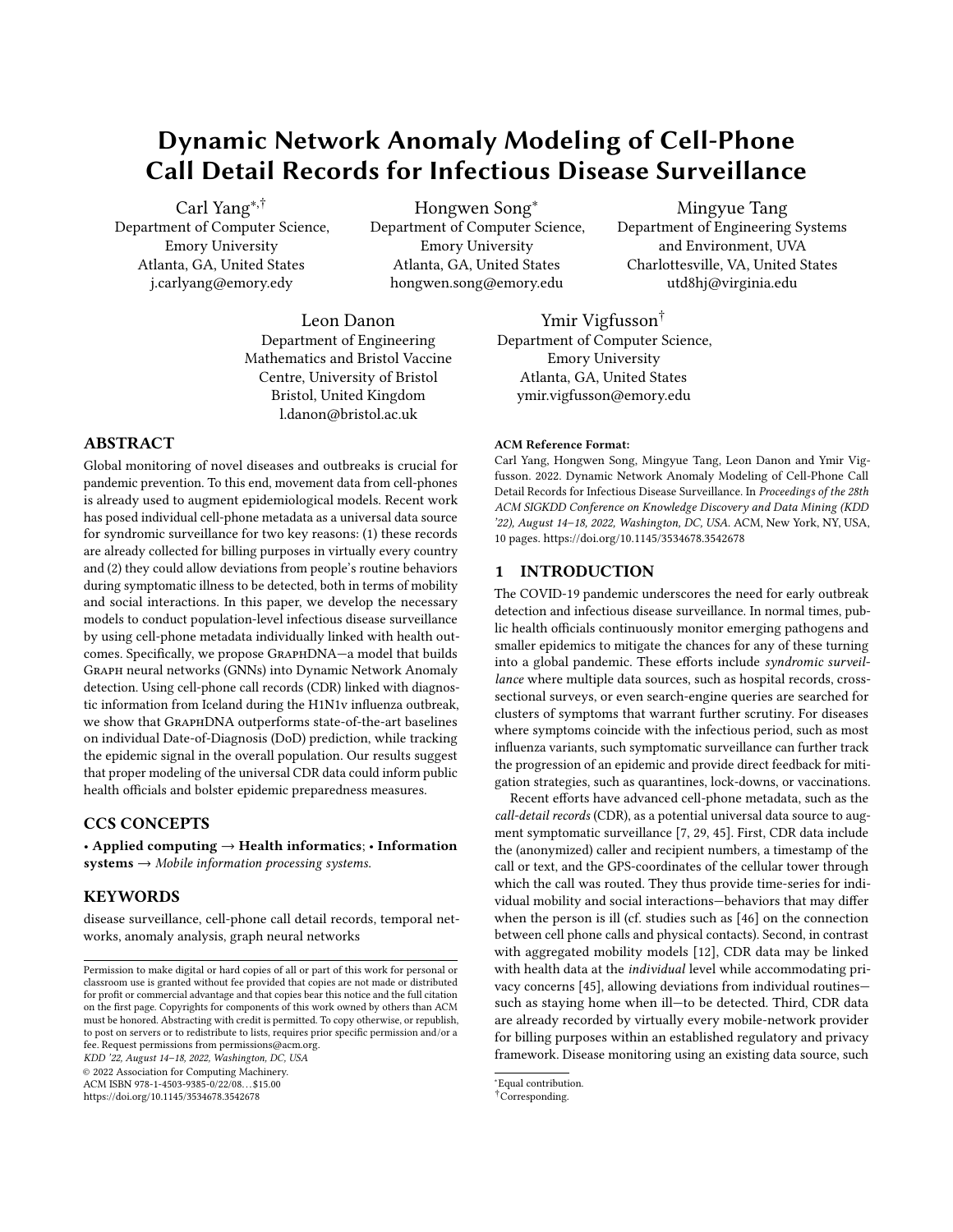# Dynamic Network Anomaly Modeling of Cell-Phone Call Detail Records for Infectious Disease Surveillance

Carl Yang[*,†]
Department of Computer Science,
Emory University
Atlanta, GA, United States
j.carlyang@emory.edy

Hongwen Song[*]
Department of Computer Science,
Emory University
Atlanta, GA, United States
hongwen.song@emory.edu

Mingyue Tang
Department of Engineering Systems
and Environment, UVA
Charlottesville, VA, United States
utd8hj@virginia.edu

Leon Danon
Department of Engineering
Mathematics and Bristol Vaccine
Centre, University of Bristol
Bristol, United Kingdom
l.danon@bristol.ac.uk

Ymir Vigfusson[†]
Department of Computer Science,
Emory University
Atlanta, GA, United States
ymir.vigfusson@emory.edu

## ABSTRACT

Global monitoring of novel diseases and outbreaks is crucial for pandemic prevention. To this end, movement data from cell-phones is already used to augment epidemiological models. Recent work has posed individual cell-phone metadata as a universal data source for syndromic surveillance for two key reasons: (1) these records are already collected for billing purposes in virtually every country and (2) they could allow deviations from people's routine behaviors during symptomatic illness to be detected, both in terms of mobility and social interactions. In this paper, we develop the necessary models to conduct population-level infectious disease surveillance by using cell-phone metadata individually linked with health outcomes. Specifically, we propose GraphDNA—a model that builds Graph neural networks (GNNs) into Dynamic Network Anomaly detection. Using cell-phone call records (CDR) linked with diagnostic information from Iceland during the H1N1v influenza outbreak, we show that GraphDNA outperforms state-of-the-art baselines on individual Date-of-Diagnosis (DoD) prediction, while tracking the epidemic signal in the overall population. Our results suggest that proper modeling of the universal CDR data could inform public health officials and bolster epidemic preparedness measures.

## CCS CONCEPTS

• **Applied computing** → **Health informatics**; • **Information systems** → *Mobile information processing systems.*

## KEYWORDS

disease surveillance, cell-phone call detail records, temporal networks, anomaly analysis, graph neural networks

Permission to make digital or hard copies of all or part of this work for personal or classroom use is granted without fee provided that copies are not made or distributed for profit or commercial advantage and that copies bear this notice and the full citation on the first page. Copyrights for components of this work owned by others than ACM must be honored. Abstracting with credit is permitted. To copy otherwise, or republish, to post on servers or to redistribute to lists, requires prior specific permission and/or a fee. Request permissions from permissions@acm.org.
*KDD '22, August 14–18, 2022, Washington, DC, USA*
© 2022 Association for Computing Machinery.
ACM ISBN 978-1-4503-9385-0/22/08…$15.00
https://doi.org/10.1145/3534678.3542678

**ACM Reference Format:**
Carl Yang, Hongwen Song, Mingyue Tang, Leon Danon and Ymir Vigfusson. 2022. Dynamic Network Anomaly Modeling of Cell-Phone Call Detail Records for Infectious Disease Surveillance. In *Proceedings of the 28th ACM SIGKDD Conference on Knowledge Discovery and Data Mining (KDD '22), August 14–18, 2022, Washington, DC, USA.* ACM, New York, NY, USA, 10 pages. https://doi.org/10.1145/3534678.3542678

## 1 INTRODUCTION

The COVID-19 pandemic underscores the need for early outbreak detection and infectious disease surveillance. In normal times, public health officials continuously monitor emerging pathogens and smaller epidemics to mitigate the chances for any of these turning into a global pandemic. These efforts include *syndromic surveillance* where multiple data sources, such as hospital records, cross-sectional surveys, or even search-engine queries are searched for clusters of symptoms that warrant further scrutiny. For diseases where symptoms coincide with the infectious period, such as most influenza variants, such symptomatic surveillance can further track the progression of an epidemic and provide direct feedback for mitigation strategies, such as quarantines, lock-downs, or vaccinations.

Recent efforts have advanced cell-phone metadata, such as the *call-detail records* (CDR), as a potential universal data source to augment symptomatic surveillance [7, 29, 45]. First, CDR data include the (anonymized) caller and recipient numbers, a timestamp of the call or text, and the GPS-coordinates of the cellular tower through which the call was routed. They thus provide time-series for individual mobility and social interactions—behaviors that may differ when the person is ill (cf. studies such as [46] on the connection between cell phone calls and physical contacts). Second, in contrast with aggregated mobility models [12], CDR data may be linked with health data at the *individual* level while accommodating privacy concerns [45], allowing deviations from individual routines—such as staying home when ill—to be detected. Third, CDR data are already recorded by virtually every mobile-network provider for billing purposes within an established regulatory and privacy framework. Disease monitoring using an existing data source, such

[*]Equal contribution.
[†]Corresponding.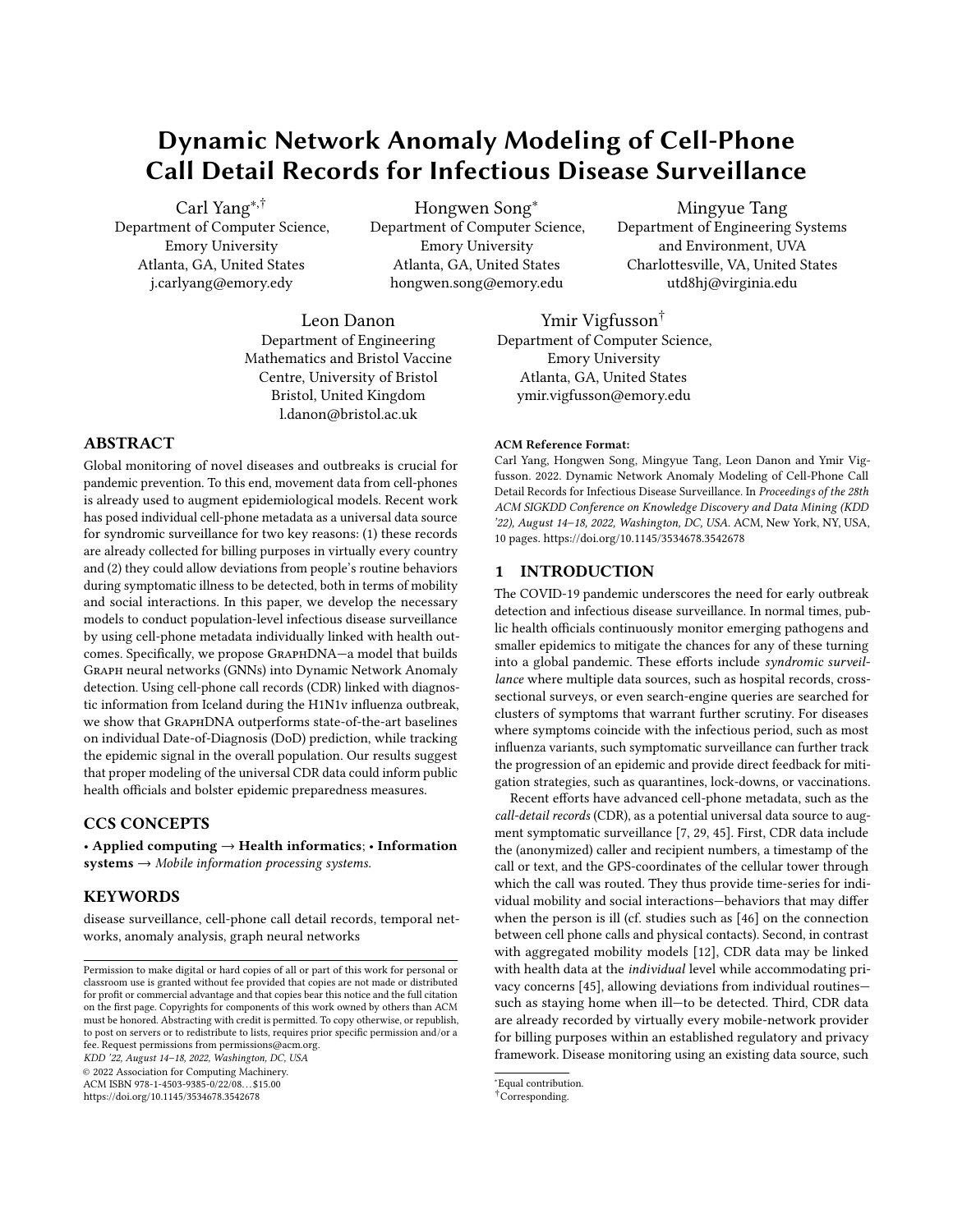# Dynamic Network Anomaly Modeling of Cell-Phone Call Detail Records for Infectious Disease Surveillance

Carl Yang[*,†]
Department of Computer Science,
Emory University
Atlanta, GA, United States
j.carlyang@emory.edy

Hongwen Song[*]
Department of Computer Science,
Emory University
Atlanta, GA, United States
hongwen.song@emory.edu

Mingyue Tang
Department of Engineering Systems and Environment, UVA
Charlottesville, VA, United States
utd8hj@virginia.edu

Leon Danon
Department of Engineering Mathematics and Bristol Vaccine Centre, University of Bristol
Bristol, United Kingdom
l.danon@bristol.ac.uk

Ymir Vigfusson[†]
Department of Computer Science,
Emory University
Atlanta, GA, United States
ymir.vigfusson@emory.edu

## ABSTRACT

Global monitoring of novel diseases and outbreaks is crucial for pandemic prevention. To this end, movement data from cell-phones is already used to augment epidemiological models. Recent work has posed individual cell-phone metadata as a universal data source for syndromic surveillance for two key reasons: (1) these records are already collected for billing purposes in virtually every country and (2) they could allow deviations from people's routine behaviors during symptomatic illness to be detected, both in terms of mobility and social interactions. In this paper, we develop the necessary models to conduct population-level infectious disease surveillance by using cell-phone metadata individually linked with health outcomes. Specifically, we propose GraphDNA—a model that builds Graph neural networks (GNNs) into Dynamic Network Anomaly detection. Using cell-phone call records (CDR) linked with diagnostic information from Iceland during the H1N1v influenza outbreak, we show that GraphDNA outperforms state-of-the-art baselines on individual Date-of-Diagnosis (DoD) prediction, while tracking the epidemic signal in the overall population. Our results suggest that proper modeling of the universal CDR data could inform public health officials and bolster epidemic preparedness measures.

## CCS CONCEPTS

• **Applied computing** → **Health informatics**; • **Information systems** → *Mobile information processing systems.*

## KEYWORDS

disease surveillance, cell-phone call detail records, temporal networks, anomaly analysis, graph neural networks

Permission to make digital or hard copies of all or part of this work for personal or classroom use is granted without fee provided that copies are not made or distributed for profit or commercial advantage and that copies bear this notice and the full citation on the first page. Copyrights for components of this work owned by others than ACM must be honored. Abstracting with credit is permitted. To copy otherwise, or republish, to post on servers or to redistribute to lists, requires prior specific permission and/or a fee. Request permissions from permissions@acm.org.
*KDD '22, August 14–18, 2022, Washington, DC, USA*
© 2022 Association for Computing Machinery.
ACM ISBN 978-1-4503-9385-0/22/08...$15.00
https://doi.org/10.1145/3534678.3542678

**ACM Reference Format:**
Carl Yang, Hongwen Song, Mingyue Tang, Leon Danon and Ymir Vigfusson. 2022. Dynamic Network Anomaly Modeling of Cell-Phone Call Detail Records for Infectious Disease Surveillance. In *Proceedings of the 28th ACM SIGKDD Conference on Knowledge Discovery and Data Mining (KDD '22), August 14–18, 2022, Washington, DC, USA.* ACM, New York, NY, USA, 10 pages. https://doi.org/10.1145/3534678.3542678

## 1 INTRODUCTION

The COVID-19 pandemic underscores the need for early outbreak detection and infectious disease surveillance. In normal times, public health officials continuously monitor emerging pathogens and smaller epidemics to mitigate the chances for any of these turning into a global pandemic. These efforts include *syndromic surveillance* where multiple data sources, such as hospital records, cross-sectional surveys, or even search-engine queries are searched for clusters of symptoms that warrant further scrutiny. For diseases where symptoms coincide with the infectious period, such as most influenza variants, such symptomatic surveillance can further track the progression of an epidemic and provide direct feedback for mitigation strategies, such as quarantines, lock-downs, or vaccinations.

Recent efforts have advanced cell-phone metadata, such as the *call-detail records* (CDR), as a potential universal data source to augment symptomatic surveillance [7, 29, 45]. First, CDR data include the (anonymized) caller and recipient numbers, a timestamp of the call or text, and the GPS-coordinates of the cellular tower through which the call was routed. They thus provide time-series for individual mobility and social interactions—behaviors that may differ when the person is ill (cf. studies such as [46] on the connection between cell phone calls and physical contacts). Second, in contrast with aggregated mobility models [12], CDR data may be linked with health data at the *individual* level while accommodating privacy concerns [45], allowing deviations from individual routines—such as staying home when ill—to be detected. Third, CDR data are already recorded by virtually every mobile-network provider for billing purposes within an established regulatory and privacy framework. Disease monitoring using an existing data source, such

[*]Equal contribution.
[†]Corresponding.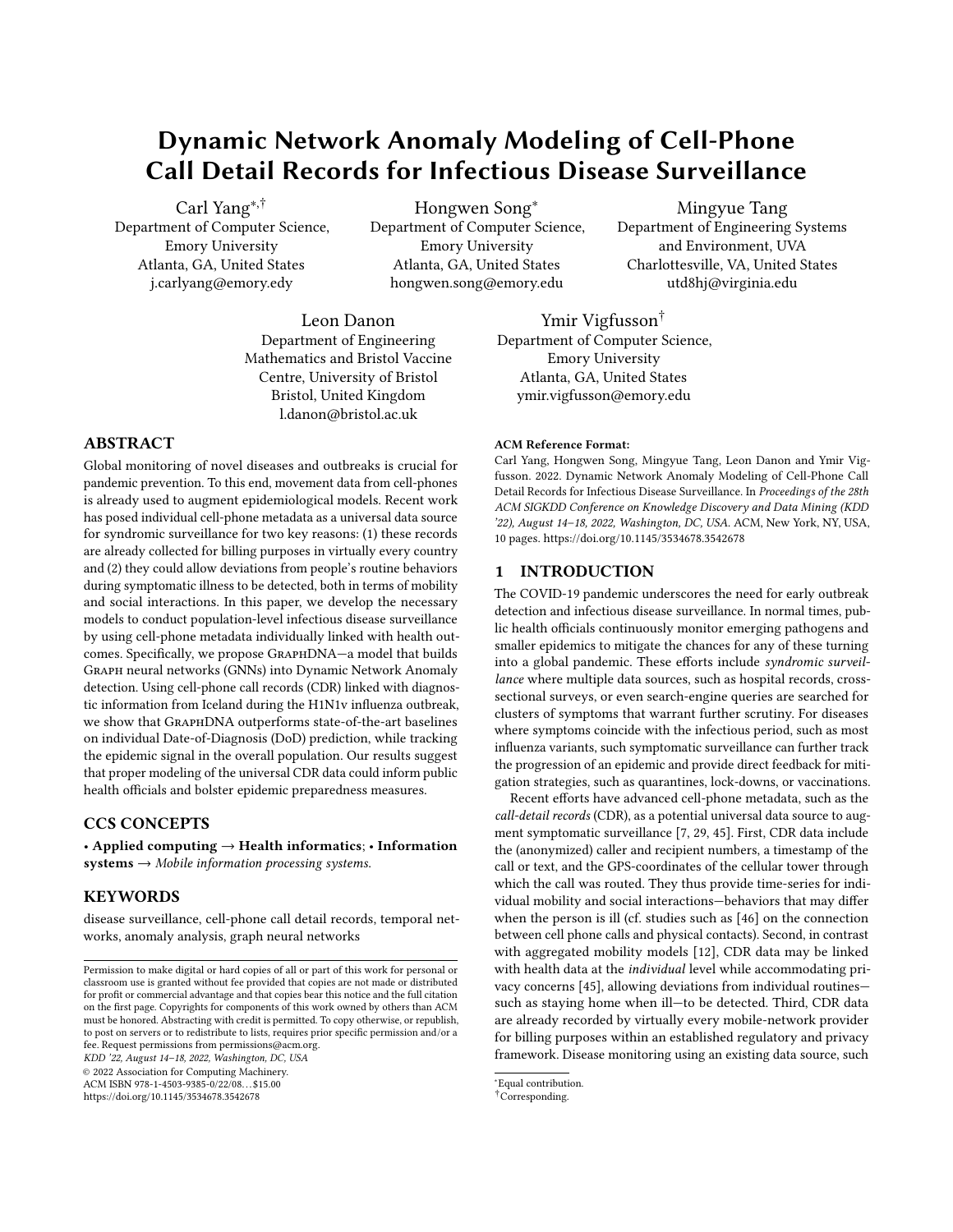# Dynamic Network Anomaly Modeling of Cell-Phone Call Detail Records for Infectious Disease Surveillance

Carl Yang[*,†]
Department of Computer Science, Emory University
Atlanta, GA, United States
j.carlyang@emory.edy

Hongwen Song[*]
Department of Computer Science, Emory University
Atlanta, GA, United States
hongwen.song@emory.edu

Mingyue Tang
Department of Engineering Systems and Environment, UVA
Charlottesville, VA, United States
utd8hj@virginia.edu

Leon Danon
Department of Engineering Mathematics and Bristol Vaccine Centre, University of Bristol
Bristol, United Kingdom
l.danon@bristol.ac.uk

Ymir Vigfusson[†]
Department of Computer Science, Emory University
Atlanta, GA, United States
ymir.vigfusson@emory.edu

## ABSTRACT

Global monitoring of novel diseases and outbreaks is crucial for pandemic prevention. To this end, movement data from cell-phones is already used to augment epidemiological models. Recent work has posed individual cell-phone metadata as a universal data source for syndromic surveillance for two key reasons: (1) these records are already collected for billing purposes in virtually every country and (2) they could allow deviations from people's routine behaviors during symptomatic illness to be detected, both in terms of mobility and social interactions. In this paper, we develop the necessary models to conduct population-level infectious disease surveillance by using cell-phone metadata individually linked with health outcomes. Specifically, we propose GraphDNA—a model that builds Graph neural networks (GNNs) into Dynamic Network Anomaly detection. Using cell-phone call records (CDR) linked with diagnostic information from Iceland during the H1N1v influenza outbreak, we show that GraphDNA outperforms state-of-the-art baselines on individual Date-of-Diagnosis (DoD) prediction, while tracking the epidemic signal in the overall population. Our results suggest that proper modeling of the universal CDR data could inform public health officials and bolster epidemic preparedness measures.

## CCS CONCEPTS

• **Applied computing → Health informatics**; • **Information systems →** *Mobile information processing systems.*

## KEYWORDS

disease surveillance, cell-phone call detail records, temporal networks, anomaly analysis, graph neural networks

Permission to make digital or hard copies of all or part of this work for personal or classroom use is granted without fee provided that copies are not made or distributed for profit or commercial advantage and that copies bear this notice and the full citation on the first page. Copyrights for components of this work owned by others than ACM must be honored. Abstracting with credit is permitted. To copy otherwise, or republish, to post on servers or to redistribute to lists, requires prior specific permission and/or a fee. Request permissions from permissions@acm.org.
*KDD '22, August 14–18, 2022, Washington, DC, USA*
© 2022 Association for Computing Machinery.
ACM ISBN 978-1-4503-9385-0/22/08…$15.00
https://doi.org/10.1145/3534678.3542678

**ACM Reference Format:**
Carl Yang, Hongwen Song, Mingyue Tang, Leon Danon and Ymir Vigfusson. 2022. Dynamic Network Anomaly Modeling of Cell-Phone Call Detail Records for Infectious Disease Surveillance. In *Proceedings of the 28th ACM SIGKDD Conference on Knowledge Discovery and Data Mining (KDD '22), August 14–18, 2022, Washington, DC, USA.* ACM, New York, NY, USA, 10 pages. https://doi.org/10.1145/3534678.3542678

## 1 INTRODUCTION

The COVID-19 pandemic underscores the need for early outbreak detection and infectious disease surveillance. In normal times, public health officials continuously monitor emerging pathogens and smaller epidemics to mitigate the chances for any of these turning into a global pandemic. These efforts include *syndromic surveillance* where multiple data sources, such as hospital records, cross-sectional surveys, or even search-engine queries are searched for clusters of symptoms that warrant further scrutiny. For diseases where symptoms coincide with the infectious period, such as most influenza variants, such symptomatic surveillance can further track the progression of an epidemic and provide direct feedback for mitigation strategies, such as quarantines, lock-downs, or vaccinations.

Recent efforts have advanced cell-phone metadata, such as the *call-detail records* (CDR), as a potential universal data source to augment symptomatic surveillance [7, 29, 45]. First, CDR data include the (anonymized) caller and recipient numbers, a timestamp of the call or text, and the GPS-coordinates of the cellular tower through which the call was routed. They thus provide time-series for individual mobility and social interactions—behaviors that may differ when the person is ill (cf. studies such as [46] on the connection between cell phone calls and physical contacts). Second, in contrast with aggregated mobility models [12], CDR data may be linked with health data at the *individual* level while accommodating privacy concerns [45], allowing deviations from individual routines—such as staying home when ill—to be detected. Third, CDR data are already recorded by virtually every mobile-network provider for billing purposes within an established regulatory and privacy framework. Disease monitoring using an existing data source, such

[*]Equal contribution.
[†]Corresponding.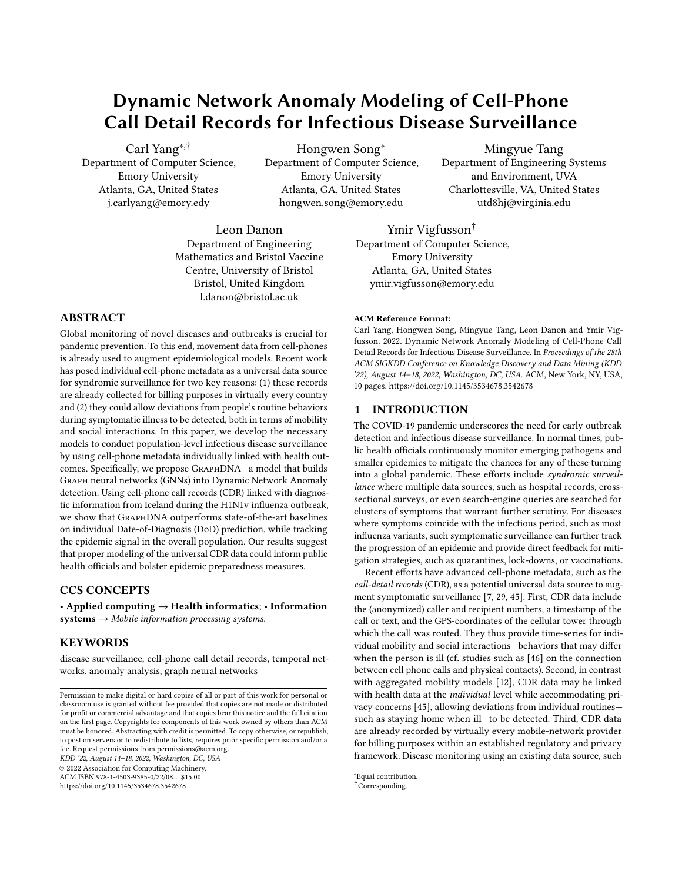# Dynamic Network Anomaly Modeling of Cell-Phone Call Detail Records for Infectious Disease Surveillance

Carl Yang[*,†]
Department of Computer Science, Emory University
Atlanta, GA, United States
j.carlyang@emory.edy

Hongwen Song[*]
Department of Computer Science, Emory University
Atlanta, GA, United States
hongwen.song@emory.edu

Mingyue Tang
Department of Engineering Systems and Environment, UVA
Charlottesville, VA, United States
utd8hj@virginia.edu

Leon Danon
Department of Engineering Mathematics and Bristol Vaccine Centre, University of Bristol
Bristol, United Kingdom
l.danon@bristol.ac.uk

Ymir Vigfusson[†]
Department of Computer Science, Emory University
Atlanta, GA, United States
ymir.vigfusson@emory.edu

## ABSTRACT

Global monitoring of novel diseases and outbreaks is crucial for pandemic prevention. To this end, movement data from cell-phones is already used to augment epidemiological models. Recent work has posed individual cell-phone metadata as a universal data source for syndromic surveillance for two key reasons: (1) these records are already collected for billing purposes in virtually every country and (2) they could allow deviations from people's routine behaviors during symptomatic illness to be detected, both in terms of mobility and social interactions. In this paper, we develop the necessary models to conduct population-level infectious disease surveillance by using cell-phone metadata individually linked with health outcomes. Specifically, we propose GraphDNA—a model that builds Graph neural networks (GNNs) into Dynamic Network Anomaly detection. Using cell-phone call records (CDR) linked with diagnostic information from Iceland during the H1N1v influenza outbreak, we show that GraphDNA outperforms state-of-the-art baselines on individual Date-of-Diagnosis (DoD) prediction, while tracking the epidemic signal in the overall population. Our results suggest that proper modeling of the universal CDR data could inform public health officials and bolster epidemic preparedness measures.

## CCS CONCEPTS

• **Applied computing** → **Health informatics**; • **Information systems** → *Mobile information processing systems.*

## KEYWORDS

disease surveillance, cell-phone call detail records, temporal networks, anomaly analysis, graph neural networks

Permission to make digital or hard copies of all or part of this work for personal or classroom use is granted without fee provided that copies are not made or distributed for profit or commercial advantage and that copies bear this notice and the full citation on the first page. Copyrights for components of this work owned by others than ACM must be honored. Abstracting with credit is permitted. To copy otherwise, or republish, to post on servers or to redistribute to lists, requires prior specific permission and/or a fee. Request permissions from permissions@acm.org.
*KDD '22, August 14–18, 2022, Washington, DC, USA*
© 2022 Association for Computing Machinery.
ACM ISBN 978-1-4503-9385-0/22/08...$15.00
https://doi.org/10.1145/3534678.3542678

**ACM Reference Format:**
Carl Yang, Hongwen Song, Mingyue Tang, Leon Danon and Ymir Vigfusson. 2022. Dynamic Network Anomaly Modeling of Cell-Phone Call Detail Records for Infectious Disease Surveillance. In *Proceedings of the 28th ACM SIGKDD Conference on Knowledge Discovery and Data Mining (KDD '22), August 14–18, 2022, Washington, DC, USA.* ACM, New York, NY, USA, 10 pages. https://doi.org/10.1145/3534678.3542678

## 1 INTRODUCTION

The COVID-19 pandemic underscores the need for early outbreak detection and infectious disease surveillance. In normal times, public health officials continuously monitor emerging pathogens and smaller epidemics to mitigate the chances for any of these turning into a global pandemic. These efforts include *syndromic surveillance* where multiple data sources, such as hospital records, cross-sectional surveys, or even search-engine queries are searched for clusters of symptoms that warrant further scrutiny. For diseases where symptoms coincide with the infectious period, such as most influenza variants, such symptomatic surveillance can further track the progression of an epidemic and provide direct feedback for mitigation strategies, such as quarantines, lock-downs, or vaccinations.

Recent efforts have advanced cell-phone metadata, such as the *call-detail records* (CDR), as a potential universal data source to augment symptomatic surveillance [7, 29, 45]. First, CDR data include the (anonymized) caller and recipient numbers, a timestamp of the call or text, and the GPS-coordinates of the cellular tower through which the call was routed. They thus provide time-series for individual mobility and social interactions—behaviors that may differ when the person is ill (cf. studies such as [46] on the connection between cell phone calls and physical contacts). Second, in contrast with aggregated mobility models [12], CDR data may be linked with health data at the *individual* level while accommodating privacy concerns [45], allowing deviations from individual routines—such as staying home when ill—to be detected. Third, CDR data are already recorded by virtually every mobile-network provider for billing purposes within an established regulatory and privacy framework. Disease monitoring using an existing data source, such

[*]Equal contribution.
[†]Corresponding.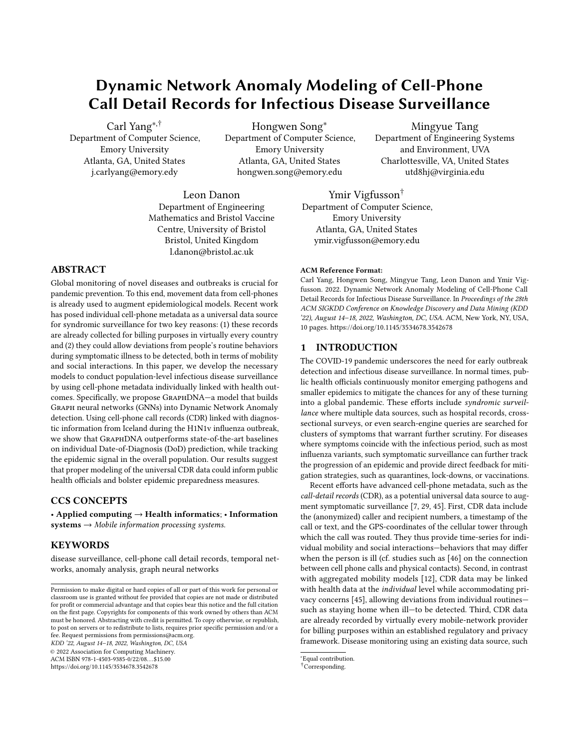# Dynamic Network Anomaly Modeling of Cell-Phone Call Detail Records for Infectious Disease Surveillance

Carl Yang[*,†]
Department of Computer Science, Emory University
Atlanta, GA, United States
j.carlyang@emory.edy

Hongwen Song[*]
Department of Computer Science, Emory University
Atlanta, GA, United States
hongwen.song@emory.edu

Mingyue Tang
Department of Engineering Systems and Environment, UVA
Charlottesville, VA, United States
utd8hj@virginia.edu

Leon Danon
Department of Engineering Mathematics and Bristol Vaccine Centre, University of Bristol
Bristol, United Kingdom
l.danon@bristol.ac.uk

Ymir Vigfusson[†]
Department of Computer Science, Emory University
Atlanta, GA, United States
ymir.vigfusson@emory.edu

## ABSTRACT

Global monitoring of novel diseases and outbreaks is crucial for pandemic prevention. To this end, movement data from cell-phones is already used to augment epidemiological models. Recent work has posed individual cell-phone metadata as a universal data source for syndromic surveillance for two key reasons: (1) these records are already collected for billing purposes in virtually every country and (2) they could allow deviations from people's routine behaviors during symptomatic illness to be detected, both in terms of mobility and social interactions. In this paper, we develop the necessary models to conduct population-level infectious disease surveillance by using cell-phone metadata individually linked with health outcomes. Specifically, we propose GraphDNA—a model that builds Graph neural networks (GNNs) into Dynamic Network Anomaly detection. Using cell-phone call records (CDR) linked with diagnostic information from Iceland during the H1N1v influenza outbreak, we show that GraphDNA outperforms state-of-the-art baselines on individual Date-of-Diagnosis (DoD) prediction, while tracking the epidemic signal in the overall population. Our results suggest that proper modeling of the universal CDR data could inform public health officials and bolster epidemic preparedness measures.

## CCS CONCEPTS

• **Applied computing** → **Health informatics**; • **Information systems** → *Mobile information processing systems.*

## KEYWORDS

disease surveillance, cell-phone call detail records, temporal networks, anomaly analysis, graph neural networks

Permission to make digital or hard copies of all or part of this work for personal or classroom use is granted without fee provided that copies are not made or distributed for profit or commercial advantage and that copies bear this notice and the full citation on the first page. Copyrights for components of this work owned by others than ACM must be honored. Abstracting with credit is permitted. To copy otherwise, or republish, to post on servers or to redistribute to lists, requires prior specific permission and/or a fee. Request permissions from permissions@acm.org.
*KDD '22, August 14–18, 2022, Washington, DC, USA*
© 2022 Association for Computing Machinery.
ACM ISBN 978-1-4503-9385-0/22/08…$15.00
https://doi.org/10.1145/3534678.3542678

**ACM Reference Format:**
Carl Yang, Hongwen Song, Mingyue Tang, Leon Danon and Ymir Vigfusson. 2022. Dynamic Network Anomaly Modeling of Cell-Phone Call Detail Records for Infectious Disease Surveillance. In *Proceedings of the 28th ACM SIGKDD Conference on Knowledge Discovery and Data Mining (KDD '22), August 14–18, 2022, Washington, DC, USA.* ACM, New York, NY, USA, 10 pages. https://doi.org/10.1145/3534678.3542678

## 1 INTRODUCTION

The COVID-19 pandemic underscores the need for early outbreak detection and infectious disease surveillance. In normal times, public health officials continuously monitor emerging pathogens and smaller epidemics to mitigate the chances for any of these turning into a global pandemic. These efforts include *syndromic surveillance* where multiple data sources, such as hospital records, cross-sectional surveys, or even search-engine queries are searched for clusters of symptoms that warrant further scrutiny. For diseases where symptoms coincide with the infectious period, such as most influenza variants, such symptomatic surveillance can further track the progression of an epidemic and provide direct feedback for mitigation strategies, such as quarantines, lock-downs, or vaccinations.

Recent efforts have advanced cell-phone metadata, such as the *call-detail records* (CDR), as a potential universal data source to augment symptomatic surveillance [7, 29, 45]. First, CDR data include the (anonymized) caller and recipient numbers, a timestamp of the call or text, and the GPS-coordinates of the cellular tower through which the call was routed. They thus provide time-series for individual mobility and social interactions—behaviors that may differ when the person is ill (cf. studies such as [46] on the connection between cell phone calls and physical contacts). Second, in contrast with aggregated mobility models [12], CDR data may be linked with health data at the *individual* level while accommodating privacy concerns [45], allowing deviations from individual routines—such as staying home when ill—to be detected. Third, CDR data are already recorded by virtually every mobile-network provider for billing purposes within an established regulatory and privacy framework. Disease monitoring using an existing data source, such

[*]Equal contribution.
[†]Corresponding.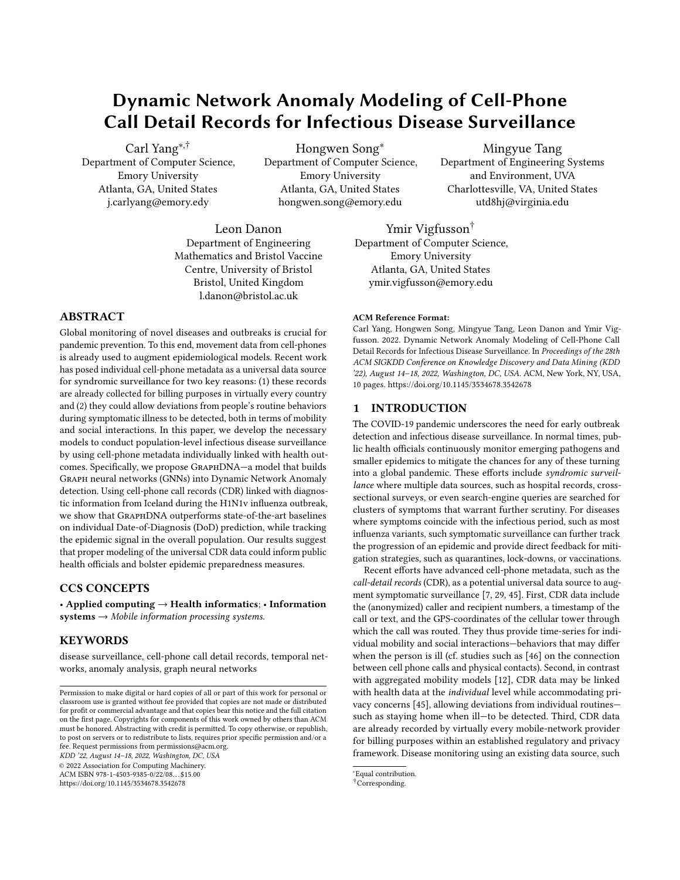# Dynamic Network Anomaly Modeling of Cell-Phone Call Detail Records for Infectious Disease Surveillance

Carl Yang[*,†]
Department of Computer Science,
Emory University
Atlanta, GA, United States
j.carlyang@emory.edy

Hongwen Song[*]
Department of Computer Science,
Emory University
Atlanta, GA, United States
hongwen.song@emory.edu

Mingyue Tang
Department of Engineering Systems
and Environment, UVA
Charlottesville, VA, United States
utd8hj@virginia.edu

Leon Danon
Department of Engineering
Mathematics and Bristol Vaccine
Centre, University of Bristol
Bristol, United Kingdom
l.danon@bristol.ac.uk

Ymir Vigfusson[†]
Department of Computer Science,
Emory University
Atlanta, GA, United States
ymir.vigfusson@emory.edu

## ABSTRACT

Global monitoring of novel diseases and outbreaks is crucial for pandemic prevention. To this end, movement data from cell-phones is already used to augment epidemiological models. Recent work has posed individual cell-phone metadata as a universal data source for syndromic surveillance for two key reasons: (1) these records are already collected for billing purposes in virtually every country and (2) they could allow deviations from people's routine behaviors during symptomatic illness to be detected, both in terms of mobility and social interactions. In this paper, we develop the necessary models to conduct population-level infectious disease surveillance by using cell-phone metadata individually linked with health outcomes. Specifically, we propose GraphDNA—a model that builds Graph neural networks (GNNs) into Dynamic Network Anomaly detection. Using cell-phone call records (CDR) linked with diagnostic information from Iceland during the H1N1v influenza outbreak, we show that GraphDNA outperforms state-of-the-art baselines on individual Date-of-Diagnosis (DoD) prediction, while tracking the epidemic signal in the overall population. Our results suggest that proper modeling of the universal CDR data could inform public health officials and bolster epidemic preparedness measures.

## CCS CONCEPTS

• **Applied computing** → **Health informatics**; • **Information systems** → *Mobile information processing systems.*

## KEYWORDS

disease surveillance, cell-phone call detail records, temporal networks, anomaly analysis, graph neural networks

Permission to make digital or hard copies of all or part of this work for personal or classroom use is granted without fee provided that copies are not made or distributed for profit or commercial advantage and that copies bear this notice and the full citation on the first page. Copyrights for components of this work owned by others than ACM must be honored. Abstracting with credit is permitted. To copy otherwise, or republish, to post on servers or to redistribute to lists, requires prior specific permission and/or a fee. Request permissions from permissions@acm.org.
*KDD '22, August 14–18, 2022, Washington, DC, USA*
© 2022 Association for Computing Machinery.
ACM ISBN 978-1-4503-9385-0/22/08...$15.00
https://doi.org/10.1145/3534678.3542678

**ACM Reference Format:**
Carl Yang, Hongwen Song, Mingyue Tang, Leon Danon and Ymir Vigfusson. 2022. Dynamic Network Anomaly Modeling of Cell-Phone Call Detail Records for Infectious Disease Surveillance. In *Proceedings of the 28th ACM SIGKDD Conference on Knowledge Discovery and Data Mining (KDD '22), August 14–18, 2022, Washington, DC, USA.* ACM, New York, NY, USA, 10 pages. https://doi.org/10.1145/3534678.3542678

## 1 INTRODUCTION

The COVID-19 pandemic underscores the need for early outbreak detection and infectious disease surveillance. In normal times, public health officials continuously monitor emerging pathogens and smaller epidemics to mitigate the chances for any of these turning into a global pandemic. These efforts include *syndromic surveillance* where multiple data sources, such as hospital records, cross-sectional surveys, or even search-engine queries are searched for clusters of symptoms that warrant further scrutiny. For diseases where symptoms coincide with the infectious period, such as most influenza variants, such symptomatic surveillance can further track the progression of an epidemic and provide direct feedback for mitigation strategies, such as quarantines, lock-downs, or vaccinations.

Recent efforts have advanced cell-phone metadata, such as the *call-detail records* (CDR), as a potential universal data source to augment symptomatic surveillance [7, 29, 45]. First, CDR data include the (anonymized) caller and recipient numbers, a timestamp of the call or text, and the GPS-coordinates of the cellular tower through which the call was routed. They thus provide time-series for individual mobility and social interactions—behaviors that may differ when the person is ill (cf. studies such as [46] on the connection between cell phone calls and physical contacts). Second, in contrast with aggregated mobility models [12], CDR data may be linked with health data at the *individual* level while accommodating privacy concerns [45], allowing deviations from individual routines—such as staying home when ill—to be detected. Third, CDR data are already recorded by virtually every mobile-network provider for billing purposes within an established regulatory and privacy framework. Disease monitoring using an existing data source, such

[*]Equal contribution.
[†]Corresponding.